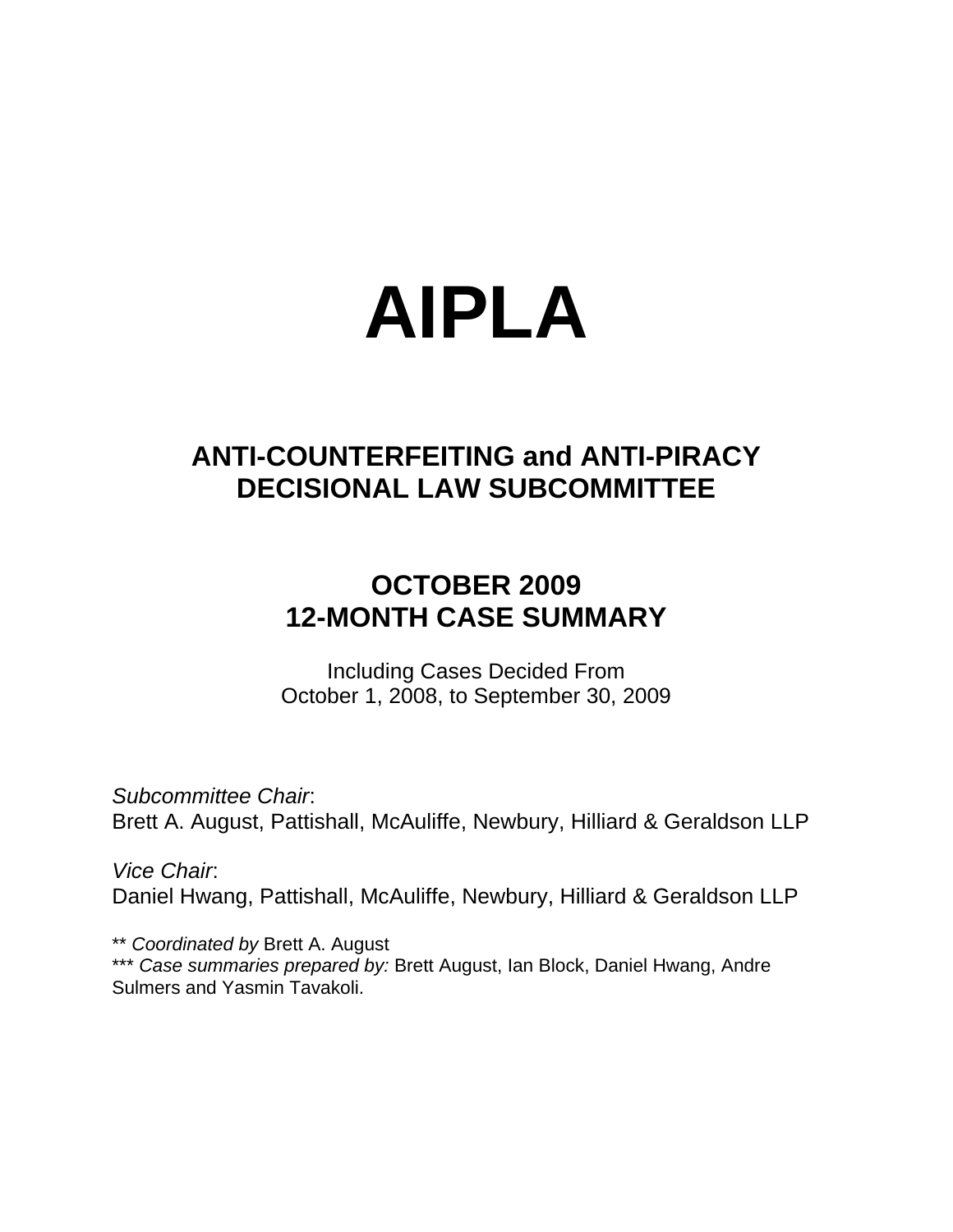# AIPLA

## ANTI-COUNTERFEITING and ANTI-PIRACY DECISIONAL LAW SUBCOMMITTEE

## OCTOBER 2009
## 12-MONTH CASE SUMMARY

Including Cases Decided From
October 1, 2008, to September 30, 2009

*Subcommittee Chair*:
Brett A. August, Pattishall, McAuliffe, Newbury, Hilliard & Geraldson LLP

*Vice Chair*:
Daniel Hwang, Pattishall, McAuliffe, Newbury, Hilliard & Geraldson LLP

** *Coordinated by* Brett A. August
*** *Case summaries prepared by:* Brett August, Ian Block, Daniel Hwang, Andre Sulmers and Yasmin Tavakoli.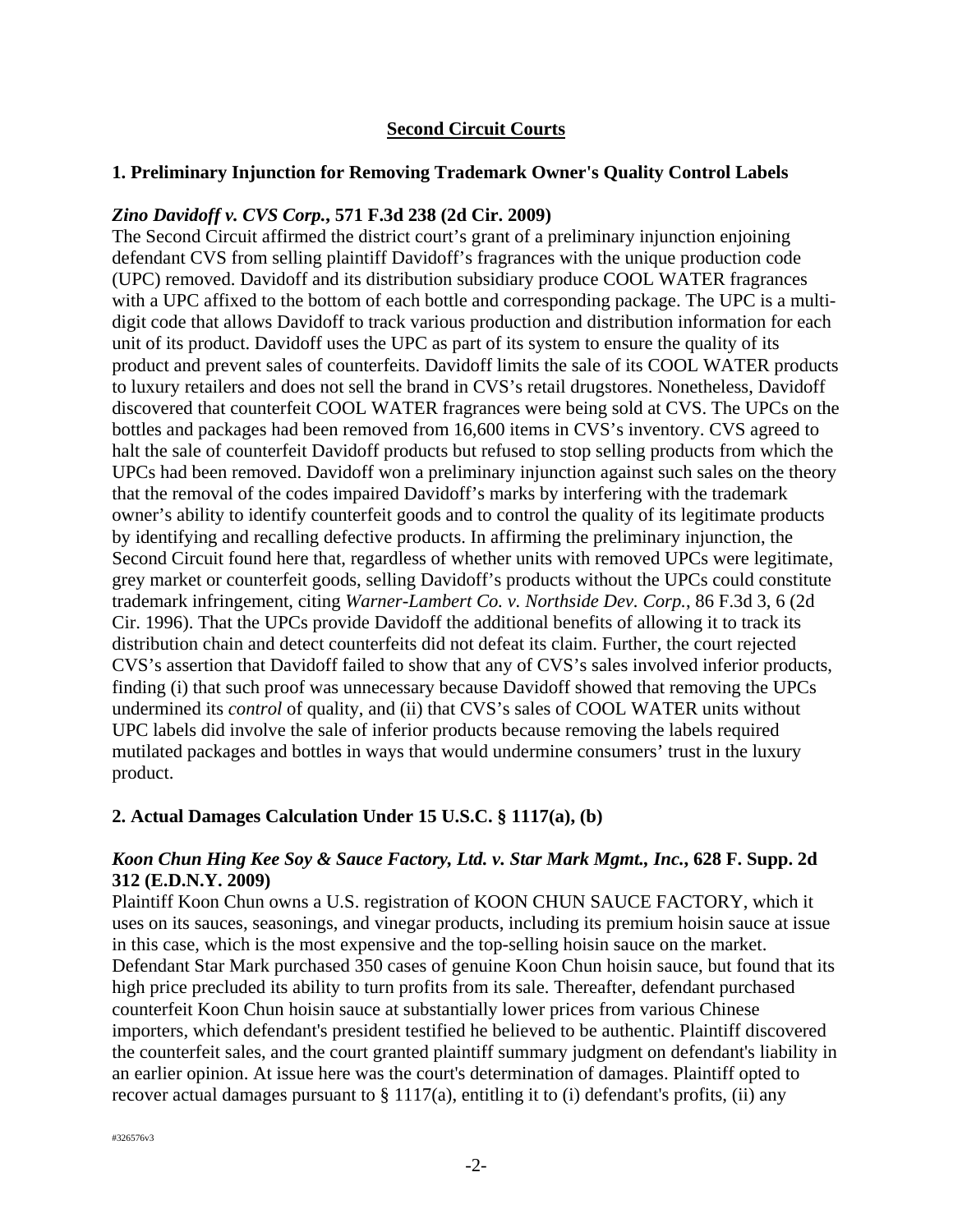## Second Circuit Courts

### 1. Preliminary Injunction for Removing Trademark Owner's Quality Control Labels

***Zino Davidoff v. CVS Corp.*, 571 F.3d 238 (2d Cir. 2009)**

The Second Circuit affirmed the district court's grant of a preliminary injunction enjoining defendant CVS from selling plaintiff Davidoff's fragrances with the unique production code (UPC) removed. Davidoff and its distribution subsidiary produce COOL WATER fragrances with a UPC affixed to the bottom of each bottle and corresponding package. The UPC is a multi-digit code that allows Davidoff to track various production and distribution information for each unit of its product. Davidoff uses the UPC as part of its system to ensure the quality of its product and prevent sales of counterfeits. Davidoff limits the sale of its COOL WATER products to luxury retailers and does not sell the brand in CVS's retail drugstores. Nonetheless, Davidoff discovered that counterfeit COOL WATER fragrances were being sold at CVS. The UPCs on the bottles and packages had been removed from 16,600 items in CVS's inventory. CVS agreed to halt the sale of counterfeit Davidoff products but refused to stop selling products from which the UPCs had been removed. Davidoff won a preliminary injunction against such sales on the theory that the removal of the codes impaired Davidoff's marks by interfering with the trademark owner's ability to identify counterfeit goods and to control the quality of its legitimate products by identifying and recalling defective products. In affirming the preliminary injunction, the Second Circuit found here that, regardless of whether units with removed UPCs were legitimate, grey market or counterfeit goods, selling Davidoff's products without the UPCs could constitute trademark infringement, citing *Warner-Lambert Co. v. Northside Dev. Corp.*, 86 F.3d 3, 6 (2d Cir. 1996). That the UPCs provide Davidoff the additional benefits of allowing it to track its distribution chain and detect counterfeits did not defeat its claim. Further, the court rejected CVS's assertion that Davidoff failed to show that any of CVS's sales involved inferior products, finding (i) that such proof was unnecessary because Davidoff showed that removing the UPCs undermined its *control* of quality, and (ii) that CVS's sales of COOL WATER units without UPC labels did involve the sale of inferior products because removing the labels required mutilated packages and bottles in ways that would undermine consumers' trust in the luxury product.

### 2. Actual Damages Calculation Under 15 U.S.C. § 1117(a), (b)

***Koon Chun Hing Kee Soy & Sauce Factory, Ltd. v. Star Mark Mgmt., Inc.*, 628 F. Supp. 2d 312 (E.D.N.Y. 2009)**

Plaintiff Koon Chun owns a U.S. registration of KOON CHUN SAUCE FACTORY, which it uses on its sauces, seasonings, and vinegar products, including its premium hoisin sauce at issue in this case, which is the most expensive and the top-selling hoisin sauce on the market. Defendant Star Mark purchased 350 cases of genuine Koon Chun hoisin sauce, but found that its high price precluded its ability to turn profits from its sale. Thereafter, defendant purchased counterfeit Koon Chun hoisin sauce at substantially lower prices from various Chinese importers, which defendant's president testified he believed to be authentic. Plaintiff discovered the counterfeit sales, and the court granted plaintiff summary judgment on defendant's liability in an earlier opinion. At issue here was the court's determination of damages. Plaintiff opted to recover actual damages pursuant to § 1117(a), entitling it to (i) defendant's profits, (ii) any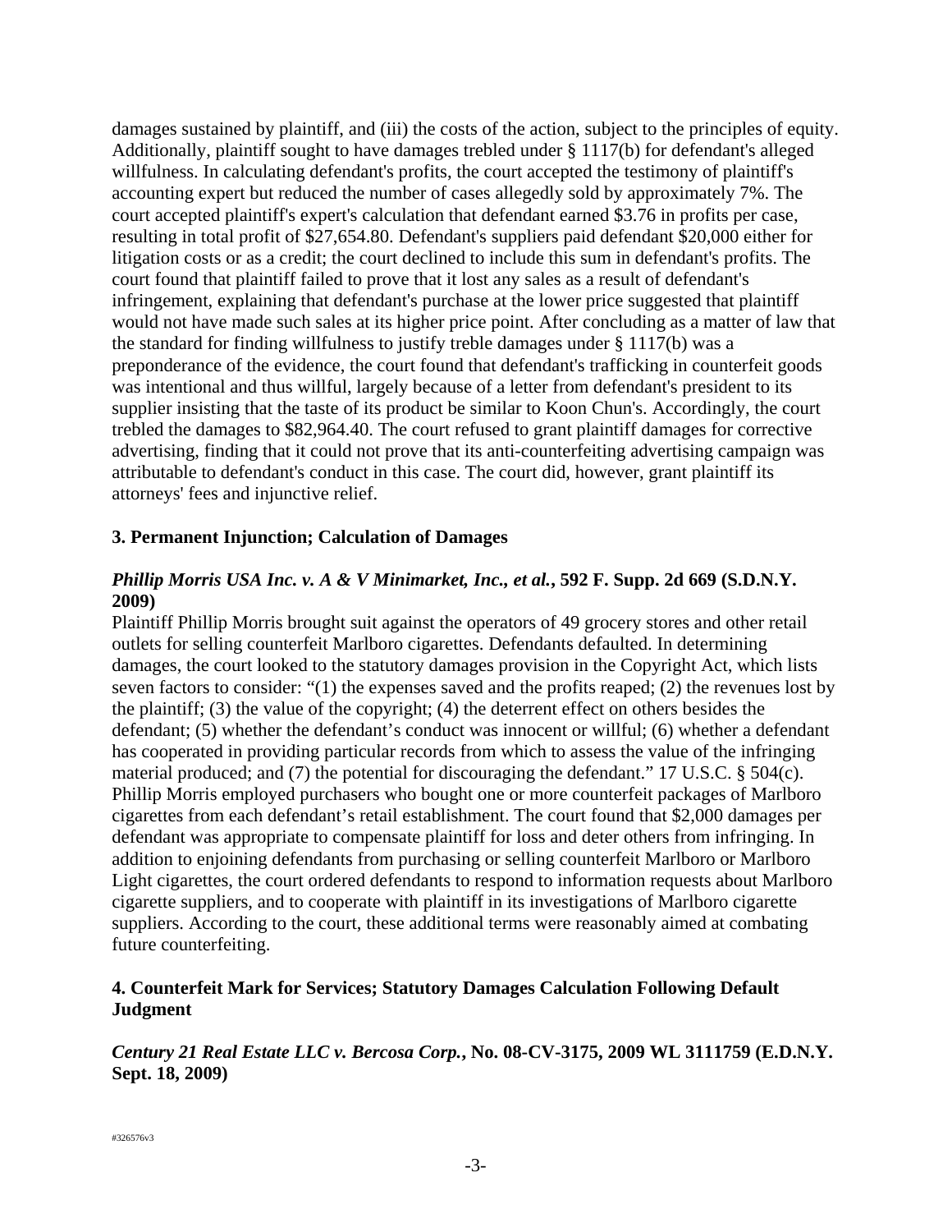damages sustained by plaintiff, and (iii) the costs of the action, subject to the principles of equity. Additionally, plaintiff sought to have damages trebled under § 1117(b) for defendant's alleged willfulness. In calculating defendant's profits, the court accepted the testimony of plaintiff's accounting expert but reduced the number of cases allegedly sold by approximately 7%. The court accepted plaintiff's expert's calculation that defendant earned $3.76 in profits per case, resulting in total profit of $27,654.80. Defendant's suppliers paid defendant $20,000 either for litigation costs or as a credit; the court declined to include this sum in defendant's profits. The court found that plaintiff failed to prove that it lost any sales as a result of defendant's infringement, explaining that defendant's purchase at the lower price suggested that plaintiff would not have made such sales at its higher price point. After concluding as a matter of law that the standard for finding willfulness to justify treble damages under § 1117(b) was a preponderance of the evidence, the court found that defendant's trafficking in counterfeit goods was intentional and thus willful, largely because of a letter from defendant's president to its supplier insisting that the taste of its product be similar to Koon Chun's. Accordingly, the court trebled the damages to $82,964.40. The court refused to grant plaintiff damages for corrective advertising, finding that it could not prove that its anti-counterfeiting advertising campaign was attributable to defendant's conduct in this case. The court did, however, grant plaintiff its attorneys' fees and injunctive relief.

### 3. Permanent Injunction; Calculation of Damages

***Phillip Morris USA Inc. v. A & V Minimarket, Inc., et al.*, 592 F. Supp. 2d 669 (S.D.N.Y. 2009)**

Plaintiff Phillip Morris brought suit against the operators of 49 grocery stores and other retail outlets for selling counterfeit Marlboro cigarettes. Defendants defaulted. In determining damages, the court looked to the statutory damages provision in the Copyright Act, which lists seven factors to consider: "(1) the expenses saved and the profits reaped; (2) the revenues lost by the plaintiff; (3) the value of the copyright; (4) the deterrent effect on others besides the defendant; (5) whether the defendant's conduct was innocent or willful; (6) whether a defendant has cooperated in providing particular records from which to assess the value of the infringing material produced; and (7) the potential for discouraging the defendant." 17 U.S.C. § 504(c). Phillip Morris employed purchasers who bought one or more counterfeit packages of Marlboro cigarettes from each defendant's retail establishment. The court found that $2,000 damages per defendant was appropriate to compensate plaintiff for loss and deter others from infringing. In addition to enjoining defendants from purchasing or selling counterfeit Marlboro or Marlboro Light cigarettes, the court ordered defendants to respond to information requests about Marlboro cigarette suppliers, and to cooperate with plaintiff in its investigations of Marlboro cigarette suppliers. According to the court, these additional terms were reasonably aimed at combating future counterfeiting.

### 4. Counterfeit Mark for Services; Statutory Damages Calculation Following Default Judgment

***Century 21 Real Estate LLC v. Bercosa Corp.*, No. 08-CV-3175, 2009 WL 3111759 (E.D.N.Y. Sept. 18, 2009)**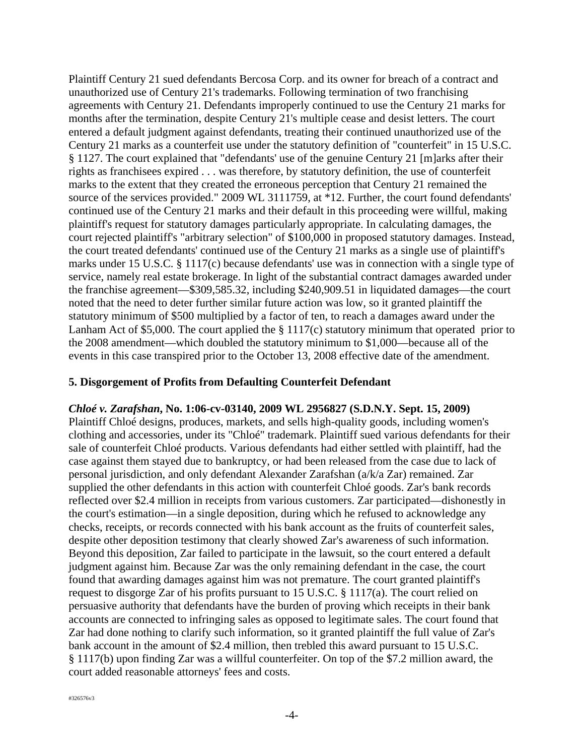Plaintiff Century 21 sued defendants Bercosa Corp. and its owner for breach of a contract and unauthorized use of Century 21's trademarks. Following termination of two franchising agreements with Century 21. Defendants improperly continued to use the Century 21 marks for months after the termination, despite Century 21's multiple cease and desist letters. The court entered a default judgment against defendants, treating their continued unauthorized use of the Century 21 marks as a counterfeit use under the statutory definition of "counterfeit" in 15 U.S.C. § 1127. The court explained that "defendants' use of the genuine Century 21 [m]arks after their rights as franchisees expired . . . was therefore, by statutory definition, the use of counterfeit marks to the extent that they created the erroneous perception that Century 21 remained the source of the services provided." 2009 WL 3111759, at *12. Further, the court found defendants' continued use of the Century 21 marks and their default in this proceeding were willful, making plaintiff's request for statutory damages particularly appropriate. In calculating damages, the court rejected plaintiff's "arbitrary selection" of $100,000 in proposed statutory damages. Instead, the court treated defendants' continued use of the Century 21 marks as a single use of plaintiff's marks under 15 U.S.C. § 1117(c) because defendants' use was in connection with a single type of service, namely real estate brokerage. In light of the substantial contract damages awarded under the franchise agreement—$309,585.32, including $240,909.51 in liquidated damages—the court noted that the need to deter further similar future action was low, so it granted plaintiff the statutory minimum of $500 multiplied by a factor of ten, to reach a damages award under the Lanham Act of $5,000. The court applied the § 1117(c) statutory minimum that operated prior to the 2008 amendment—which doubled the statutory minimum to $1,000—because all of the events in this case transpired prior to the October 13, 2008 effective date of the amendment.

### 5. Disgorgement of Profits from Defaulting Counterfeit Defendant

***Chloé v. Zarafshan*, No. 1:06-cv-03140, 2009 WL 2956827 (S.D.N.Y. Sept. 15, 2009)**
Plaintiff Chloé designs, produces, markets, and sells high-quality goods, including women's clothing and accessories, under its "Chloé" trademark. Plaintiff sued various defendants for their sale of counterfeit Chloé products. Various defendants had either settled with plaintiff, had the case against them stayed due to bankruptcy, or had been released from the case due to lack of personal jurisdiction, and only defendant Alexander Zarafshan (a/k/a Zar) remained. Zar supplied the other defendants in this action with counterfeit Chloé goods. Zar's bank records reflected over $2.4 million in receipts from various customers. Zar participated—dishonestly in the court's estimation—in a single deposition, during which he refused to acknowledge any checks, receipts, or records connected with his bank account as the fruits of counterfeit sales, despite other deposition testimony that clearly showed Zar's awareness of such information. Beyond this deposition, Zar failed to participate in the lawsuit, so the court entered a default judgment against him. Because Zar was the only remaining defendant in the case, the court found that awarding damages against him was not premature. The court granted plaintiff's request to disgorge Zar of his profits pursuant to 15 U.S.C. § 1117(a). The court relied on persuasive authority that defendants have the burden of proving which receipts in their bank accounts are connected to infringing sales as opposed to legitimate sales. The court found that Zar had done nothing to clarify such information, so it granted plaintiff the full value of Zar's bank account in the amount of $2.4 million, then trebled this award pursuant to 15 U.S.C. § 1117(b) upon finding Zar was a willful counterfeiter. On top of the $7.2 million award, the court added reasonable attorneys' fees and costs.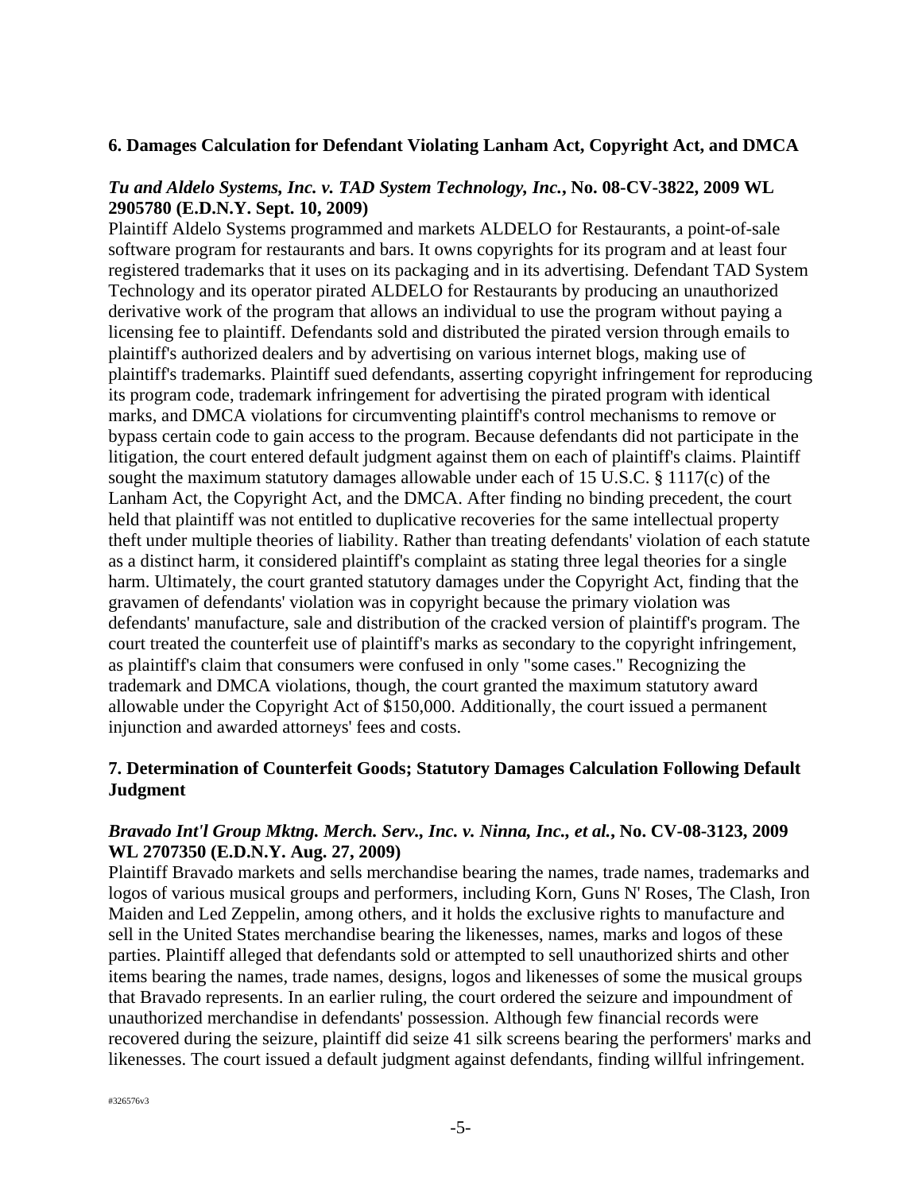### 6. Damages Calculation for Defendant Violating Lanham Act, Copyright Act, and DMCA

***Tu and Aldelo Systems, Inc. v. TAD System Technology, Inc.*, No. 08-CV-3822, 2009 WL 2905780 (E.D.N.Y. Sept. 10, 2009)**

Plaintiff Aldelo Systems programmed and markets ALDELO for Restaurants, a point-of-sale software program for restaurants and bars. It owns copyrights for its program and at least four registered trademarks that it uses on its packaging and in its advertising. Defendant TAD System Technology and its operator pirated ALDELO for Restaurants by producing an unauthorized derivative work of the program that allows an individual to use the program without paying a licensing fee to plaintiff. Defendants sold and distributed the pirated version through emails to plaintiff's authorized dealers and by advertising on various internet blogs, making use of plaintiff's trademarks. Plaintiff sued defendants, asserting copyright infringement for reproducing its program code, trademark infringement for advertising the pirated program with identical marks, and DMCA violations for circumventing plaintiff's control mechanisms to remove or bypass certain code to gain access to the program. Because defendants did not participate in the litigation, the court entered default judgment against them on each of plaintiff's claims. Plaintiff sought the maximum statutory damages allowable under each of 15 U.S.C. § 1117(c) of the Lanham Act, the Copyright Act, and the DMCA. After finding no binding precedent, the court held that plaintiff was not entitled to duplicative recoveries for the same intellectual property theft under multiple theories of liability. Rather than treating defendants' violation of each statute as a distinct harm, it considered plaintiff's complaint as stating three legal theories for a single harm. Ultimately, the court granted statutory damages under the Copyright Act, finding that the gravamen of defendants' violation was in copyright because the primary violation was defendants' manufacture, sale and distribution of the cracked version of plaintiff's program. The court treated the counterfeit use of plaintiff's marks as secondary to the copyright infringement, as plaintiff's claim that consumers were confused in only "some cases." Recognizing the trademark and DMCA violations, though, the court granted the maximum statutory award allowable under the Copyright Act of $150,000. Additionally, the court issued a permanent injunction and awarded attorneys' fees and costs.

### 7. Determination of Counterfeit Goods; Statutory Damages Calculation Following Default Judgment

***Bravado Int'l Group Mktng. Merch. Serv., Inc. v. Ninna, Inc., et al.*, No. CV-08-3123, 2009 WL 2707350 (E.D.N.Y. Aug. 27, 2009)**

Plaintiff Bravado markets and sells merchandise bearing the names, trade names, trademarks and logos of various musical groups and performers, including Korn, Guns N' Roses, The Clash, Iron Maiden and Led Zeppelin, among others, and it holds the exclusive rights to manufacture and sell in the United States merchandise bearing the likenesses, names, marks and logos of these parties. Plaintiff alleged that defendants sold or attempted to sell unauthorized shirts and other items bearing the names, trade names, designs, logos and likenesses of some the musical groups that Bravado represents. In an earlier ruling, the court ordered the seizure and impoundment of unauthorized merchandise in defendants' possession. Although few financial records were recovered during the seizure, plaintiff did seize 41 silk screens bearing the performers' marks and likenesses. The court issued a default judgment against defendants, finding willful infringement.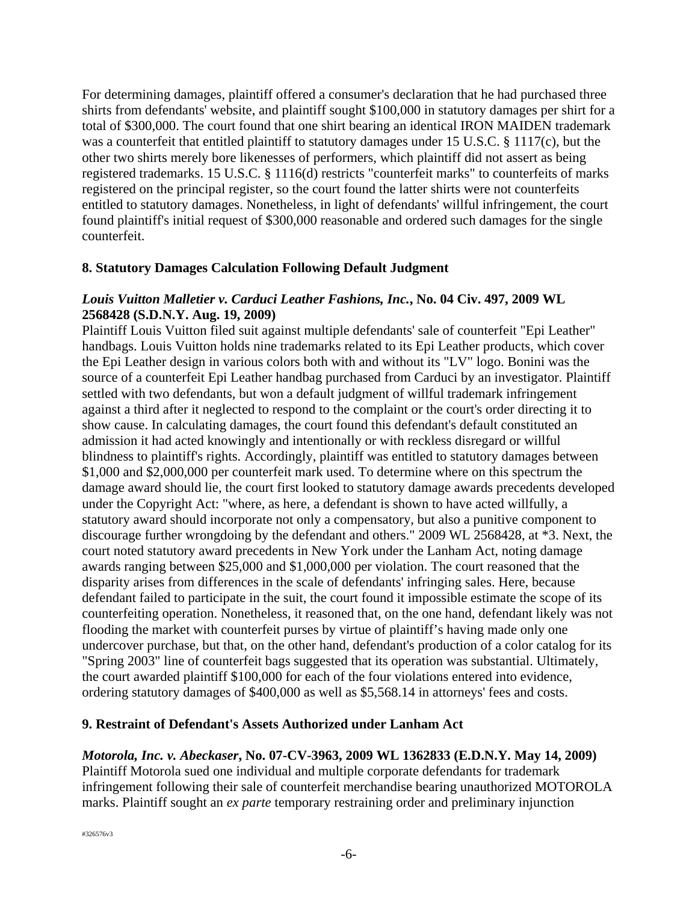For determining damages, plaintiff offered a consumer's declaration that he had purchased three shirts from defendants' website, and plaintiff sought $100,000 in statutory damages per shirt for a total of $300,000. The court found that one shirt bearing an identical IRON MAIDEN trademark was a counterfeit that entitled plaintiff to statutory damages under 15 U.S.C. § 1117(c), but the other two shirts merely bore likenesses of performers, which plaintiff did not assert as being registered trademarks. 15 U.S.C. § 1116(d) restricts "counterfeit marks" to counterfeits of marks registered on the principal register, so the court found the latter shirts were not counterfeits entitled to statutory damages. Nonetheless, in light of defendants' willful infringement, the court found plaintiff's initial request of $300,000 reasonable and ordered such damages for the single counterfeit.

## 8. Statutory Damages Calculation Following Default Judgment

***Louis Vuitton Malletier v. Carduci Leather Fashions, Inc.*, No. 04 Civ. 497, 2009 WL 2568428 (S.D.N.Y. Aug. 19, 2009)**

Plaintiff Louis Vuitton filed suit against multiple defendants' sale of counterfeit "Epi Leather" handbags. Louis Vuitton holds nine trademarks related to its Epi Leather products, which cover the Epi Leather design in various colors both with and without its "LV" logo. Bonini was the source of a counterfeit Epi Leather handbag purchased from Carduci by an investigator. Plaintiff settled with two defendants, but won a default judgment of willful trademark infringement against a third after it neglected to respond to the complaint or the court's order directing it to show cause. In calculating damages, the court found this defendant's default constituted an admission it had acted knowingly and intentionally or with reckless disregard or willful blindness to plaintiff's rights. Accordingly, plaintiff was entitled to statutory damages between $1,000 and $2,000,000 per counterfeit mark used. To determine where on this spectrum the damage award should lie, the court first looked to statutory damage awards precedents developed under the Copyright Act: "where, as here, a defendant is shown to have acted willfully, a statutory award should incorporate not only a compensatory, but also a punitive component to discourage further wrongdoing by the defendant and others." 2009 WL 2568428, at *3. Next, the court noted statutory award precedents in New York under the Lanham Act, noting damage awards ranging between $25,000 and $1,000,000 per violation. The court reasoned that the disparity arises from differences in the scale of defendants' infringing sales. Here, because defendant failed to participate in the suit, the court found it impossible estimate the scope of its counterfeiting operation. Nonetheless, it reasoned that, on the one hand, defendant likely was not flooding the market with counterfeit purses by virtue of plaintiff's having made only one undercover purchase, but that, on the other hand, defendant's production of a color catalog for its "Spring 2003" line of counterfeit bags suggested that its operation was substantial. Ultimately, the court awarded plaintiff $100,000 for each of the four violations entered into evidence, ordering statutory damages of $400,000 as well as $5,568.14 in attorneys' fees and costs.

## 9. Restraint of Defendant's Assets Authorized under Lanham Act

***Motorola, Inc. v. Abeckaser*, No. 07-CV-3963, 2009 WL 1362833 (E.D.N.Y. May 14, 2009)**

Plaintiff Motorola sued one individual and multiple corporate defendants for trademark infringement following their sale of counterfeit merchandise bearing unauthorized MOTOROLA marks. Plaintiff sought an *ex parte* temporary restraining order and preliminary injunction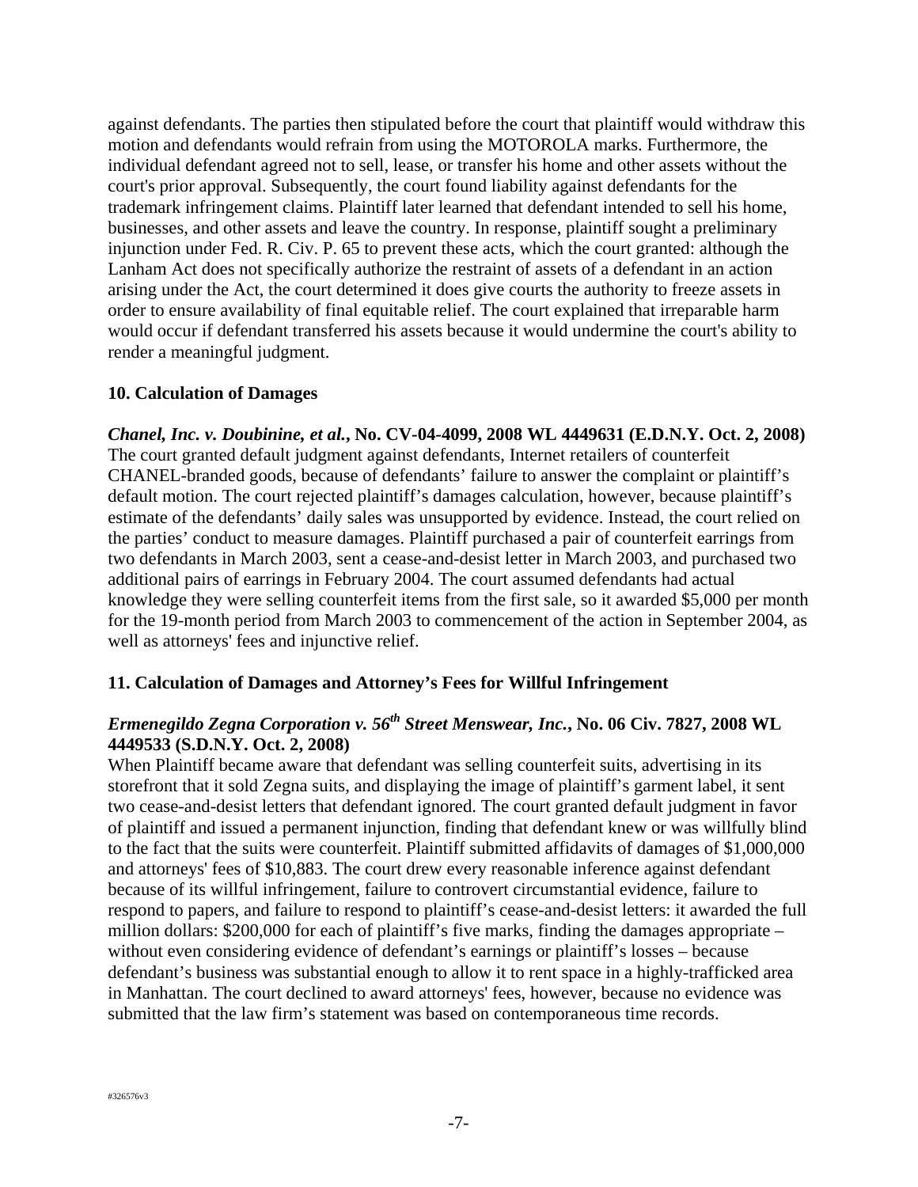against defendants. The parties then stipulated before the court that plaintiff would withdraw this motion and defendants would refrain from using the MOTOROLA marks. Furthermore, the individual defendant agreed not to sell, lease, or transfer his home and other assets without the court's prior approval. Subsequently, the court found liability against defendants for the trademark infringement claims. Plaintiff later learned that defendant intended to sell his home, businesses, and other assets and leave the country. In response, plaintiff sought a preliminary injunction under Fed. R. Civ. P. 65 to prevent these acts, which the court granted: although the Lanham Act does not specifically authorize the restraint of assets of a defendant in an action arising under the Act, the court determined it does give courts the authority to freeze assets in order to ensure availability of final equitable relief. The court explained that irreparable harm would occur if defendant transferred his assets because it would undermine the court's ability to render a meaningful judgment.

### 10. Calculation of Damages

***Chanel, Inc. v. Doubinine, et al.*, No. CV-04-4099, 2008 WL 4449631 (E.D.N.Y. Oct. 2, 2008)**
The court granted default judgment against defendants, Internet retailers of counterfeit CHANEL-branded goods, because of defendants' failure to answer the complaint or plaintiff's default motion. The court rejected plaintiff's damages calculation, however, because plaintiff's estimate of the defendants' daily sales was unsupported by evidence. Instead, the court relied on the parties' conduct to measure damages. Plaintiff purchased a pair of counterfeit earrings from two defendants in March 2003, sent a cease-and-desist letter in March 2003, and purchased two additional pairs of earrings in February 2004. The court assumed defendants had actual knowledge they were selling counterfeit items from the first sale, so it awarded $5,000 per month for the 19-month period from March 2003 to commencement of the action in September 2004, as well as attorneys' fees and injunctive relief.

### 11. Calculation of Damages and Attorney's Fees for Willful Infringement

***Ermenegildo Zegna Corporation v. 56th Street Menswear, Inc.*, No. 06 Civ. 7827, 2008 WL 4449533 (S.D.N.Y. Oct. 2, 2008)**
When Plaintiff became aware that defendant was selling counterfeit suits, advertising in its storefront that it sold Zegna suits, and displaying the image of plaintiff's garment label, it sent two cease-and-desist letters that defendant ignored. The court granted default judgment in favor of plaintiff and issued a permanent injunction, finding that defendant knew or was willfully blind to the fact that the suits were counterfeit. Plaintiff submitted affidavits of damages of $1,000,000 and attorneys' fees of $10,883. The court drew every reasonable inference against defendant because of its willful infringement, failure to controvert circumstantial evidence, failure to respond to papers, and failure to respond to plaintiff's cease-and-desist letters: it awarded the full million dollars: $200,000 for each of plaintiff's five marks, finding the damages appropriate – without even considering evidence of defendant's earnings or plaintiff's losses – because defendant's business was substantial enough to allow it to rent space in a highly-trafficked area in Manhattan. The court declined to award attorneys' fees, however, because no evidence was submitted that the law firm's statement was based on contemporaneous time records.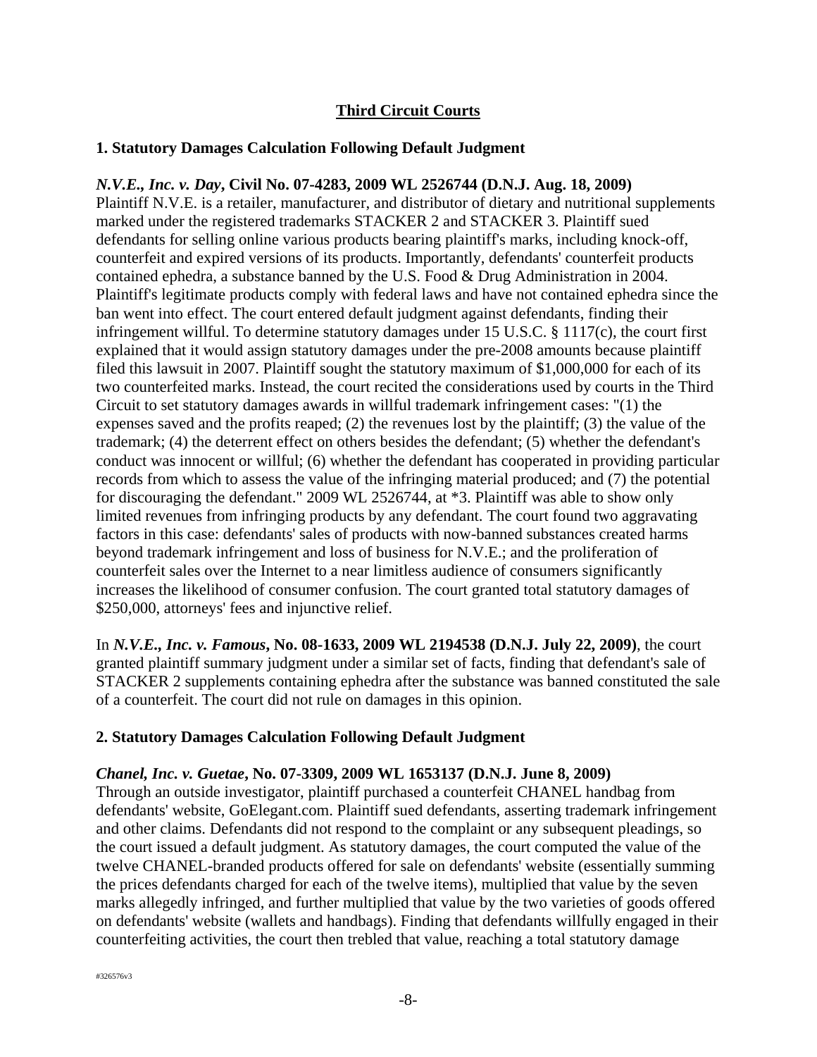## Third Circuit Courts

### 1. Statutory Damages Calculation Following Default Judgment

***N.V.E., Inc. v. Day*, Civil No. 07-4283, 2009 WL 2526744 (D.N.J. Aug. 18, 2009)**
Plaintiff N.V.E. is a retailer, manufacturer, and distributor of dietary and nutritional supplements marked under the registered trademarks STACKER 2 and STACKER 3. Plaintiff sued defendants for selling online various products bearing plaintiff's marks, including knock-off, counterfeit and expired versions of its products. Importantly, defendants' counterfeit products contained ephedra, a substance banned by the U.S. Food & Drug Administration in 2004. Plaintiff's legitimate products comply with federal laws and have not contained ephedra since the ban went into effect. The court entered default judgment against defendants, finding their infringement willful. To determine statutory damages under 15 U.S.C. § 1117(c), the court first explained that it would assign statutory damages under the pre-2008 amounts because plaintiff filed this lawsuit in 2007. Plaintiff sought the statutory maximum of $1,000,000 for each of its two counterfeited marks. Instead, the court recited the considerations used by courts in the Third Circuit to set statutory damages awards in willful trademark infringement cases: "(1) the expenses saved and the profits reaped; (2) the revenues lost by the plaintiff; (3) the value of the trademark; (4) the deterrent effect on others besides the defendant; (5) whether the defendant's conduct was innocent or willful; (6) whether the defendant has cooperated in providing particular records from which to assess the value of the infringing material produced; and (7) the potential for discouraging the defendant." 2009 WL 2526744, at *3. Plaintiff was able to show only limited revenues from infringing products by any defendant. The court found two aggravating factors in this case: defendants' sales of products with now-banned substances created harms beyond trademark infringement and loss of business for N.V.E.; and the proliferation of counterfeit sales over the Internet to a near limitless audience of consumers significantly increases the likelihood of consumer confusion. The court granted total statutory damages of $250,000, attorneys' fees and injunctive relief.

In ***N.V.E., Inc. v. Famous*, No. 08-1633, 2009 WL 2194538 (D.N.J. July 22, 2009)**, the court granted plaintiff summary judgment under a similar set of facts, finding that defendant's sale of STACKER 2 supplements containing ephedra after the substance was banned constituted the sale of a counterfeit. The court did not rule on damages in this opinion.

### 2. Statutory Damages Calculation Following Default Judgment

***Chanel, Inc. v. Guetae*, No. 07-3309, 2009 WL 1653137 (D.N.J. June 8, 2009)**
Through an outside investigator, plaintiff purchased a counterfeit CHANEL handbag from defendants' website, GoElegant.com. Plaintiff sued defendants, asserting trademark infringement and other claims. Defendants did not respond to the complaint or any subsequent pleadings, so the court issued a default judgment. As statutory damages, the court computed the value of the twelve CHANEL-branded products offered for sale on defendants' website (essentially summing the prices defendants charged for each of the twelve items), multiplied that value by the seven marks allegedly infringed, and further multiplied that value by the two varieties of goods offered on defendants' website (wallets and handbags). Finding that defendants willfully engaged in their counterfeiting activities, the court then trebled that value, reaching a total statutory damage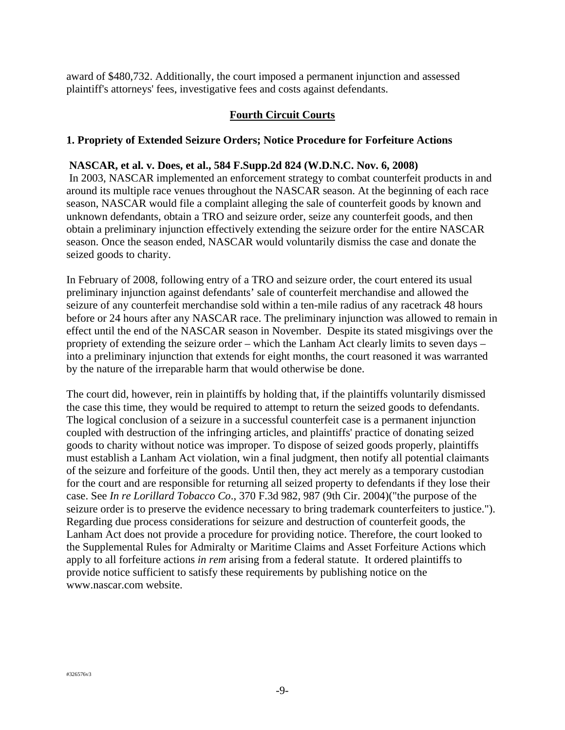award of $480,732. Additionally, the court imposed a permanent injunction and assessed plaintiff's attorneys' fees, investigative fees and costs against defendants.

## Fourth Circuit Courts

### 1. Propriety of Extended Seizure Orders; Notice Procedure for Forfeiture Actions

**NASCAR, et al. v. Does, et al., 584 F.Supp.2d 824 (W.D.N.C. Nov. 6, 2008)**

In 2003, NASCAR implemented an enforcement strategy to combat counterfeit products in and around its multiple race venues throughout the NASCAR season. At the beginning of each race season, NASCAR would file a complaint alleging the sale of counterfeit goods by known and unknown defendants, obtain a TRO and seizure order, seize any counterfeit goods, and then obtain a preliminary injunction effectively extending the seizure order for the entire NASCAR season. Once the season ended, NASCAR would voluntarily dismiss the case and donate the seized goods to charity.

In February of 2008, following entry of a TRO and seizure order, the court entered its usual preliminary injunction against defendants' sale of counterfeit merchandise and allowed the seizure of any counterfeit merchandise sold within a ten-mile radius of any racetrack 48 hours before or 24 hours after any NASCAR race. The preliminary injunction was allowed to remain in effect until the end of the NASCAR season in November. Despite its stated misgivings over the propriety of extending the seizure order – which the Lanham Act clearly limits to seven days – into a preliminary injunction that extends for eight months, the court reasoned it was warranted by the nature of the irreparable harm that would otherwise be done.

The court did, however, rein in plaintiffs by holding that, if the plaintiffs voluntarily dismissed the case this time, they would be required to attempt to return the seized goods to defendants. The logical conclusion of a seizure in a successful counterfeit case is a permanent injunction coupled with destruction of the infringing articles, and plaintiffs' practice of donating seized goods to charity without notice was improper. To dispose of seized goods properly, plaintiffs must establish a Lanham Act violation, win a final judgment, then notify all potential claimants of the seizure and forfeiture of the goods. Until then, they act merely as a temporary custodian for the court and are responsible for returning all seized property to defendants if they lose their case. See *In re Lorillard Tobacco Co*., 370 F.3d 982, 987 (9th Cir. 2004)("the purpose of the seizure order is to preserve the evidence necessary to bring trademark counterfeiters to justice."). Regarding due process considerations for seizure and destruction of counterfeit goods, the Lanham Act does not provide a procedure for providing notice. Therefore, the court looked to the Supplemental Rules for Admiralty or Maritime Claims and Asset Forfeiture Actions which apply to all forfeiture actions *in rem* arising from a federal statute. It ordered plaintiffs to provide notice sufficient to satisfy these requirements by publishing notice on the www.nascar.com website.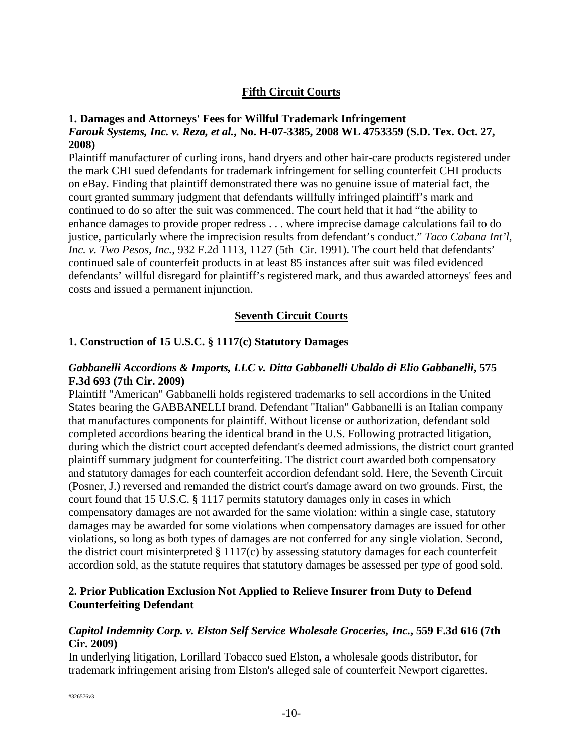## Fifth Circuit Courts

**1. Damages and Attorneys' Fees for Willful Trademark Infringement**
***Farouk Systems, Inc. v. Reza, et al.*, No. H-07-3385, 2008 WL 4753359 (S.D. Tex. Oct. 27, 2008)**

Plaintiff manufacturer of curling irons, hand dryers and other hair-care products registered under the mark CHI sued defendants for trademark infringement for selling counterfeit CHI products on eBay. Finding that plaintiff demonstrated there was no genuine issue of material fact, the court granted summary judgment that defendants willfully infringed plaintiff's mark and continued to do so after the suit was commenced. The court held that it had "the ability to enhance damages to provide proper redress . . . where imprecise damage calculations fail to do justice, particularly where the imprecision results from defendant's conduct." *Taco Cabana Int'l, Inc. v. Two Pesos, Inc.*, 932 F.2d 1113, 1127 (5th Cir. 1991). The court held that defendants' continued sale of counterfeit products in at least 85 instances after suit was filed evidenced defendants' willful disregard for plaintiff's registered mark, and thus awarded attorneys' fees and costs and issued a permanent injunction.

## Seventh Circuit Courts

**1. Construction of 15 U.S.C. § 1117(c) Statutory Damages**

***Gabbanelli Accordions & Imports, LLC v. Ditta Gabbanelli Ubaldo di Elio Gabbanelli*, 575 F.3d 693 (7th Cir. 2009)**

Plaintiff "American" Gabbanelli holds registered trademarks to sell accordions in the United States bearing the GABBANELLI brand. Defendant "Italian" Gabbanelli is an Italian company that manufactures components for plaintiff. Without license or authorization, defendant sold completed accordions bearing the identical brand in the U.S. Following protracted litigation, during which the district court accepted defendant's deemed admissions, the district court granted plaintiff summary judgment for counterfeiting. The district court awarded both compensatory and statutory damages for each counterfeit accordion defendant sold. Here, the Seventh Circuit (Posner, J.) reversed and remanded the district court's damage award on two grounds. First, the court found that 15 U.S.C. § 1117 permits statutory damages only in cases in which compensatory damages are not awarded for the same violation: within a single case, statutory damages may be awarded for some violations when compensatory damages are issued for other violations, so long as both types of damages are not conferred for any single violation. Second, the district court misinterpreted § 1117(c) by assessing statutory damages for each counterfeit accordion sold, as the statute requires that statutory damages be assessed per *type* of good sold.

**2. Prior Publication Exclusion Not Applied to Relieve Insurer from Duty to Defend Counterfeiting Defendant**

***Capitol Indemnity Corp. v. Elston Self Service Wholesale Groceries, Inc.*, 559 F.3d 616 (7th Cir. 2009)**

In underlying litigation, Lorillard Tobacco sued Elston, a wholesale goods distributor, for trademark infringement arising from Elston's alleged sale of counterfeit Newport cigarettes.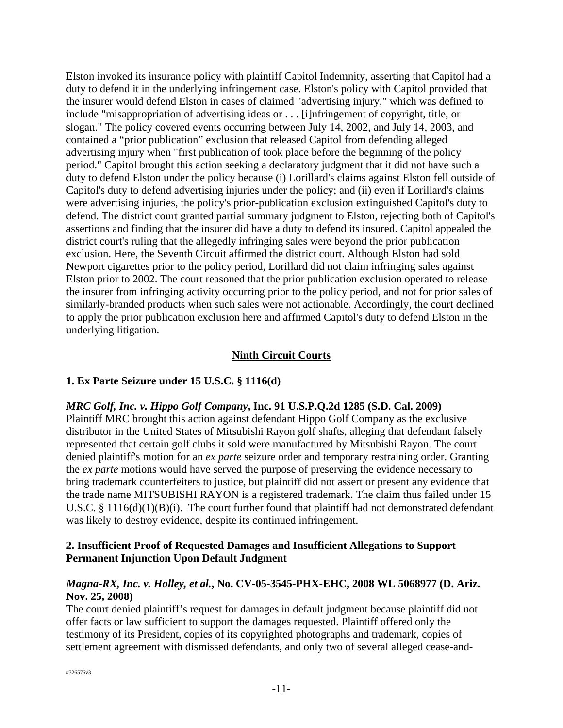Elston invoked its insurance policy with plaintiff Capitol Indemnity, asserting that Capitol had a duty to defend it in the underlying infringement case. Elston's policy with Capitol provided that the insurer would defend Elston in cases of claimed "advertising injury," which was defined to include "misappropriation of advertising ideas or . . . [i]nfringement of copyright, title, or slogan." The policy covered events occurring between July 14, 2002, and July 14, 2003, and contained a "prior publication" exclusion that released Capitol from defending alleged advertising injury when "first publication of took place before the beginning of the policy period." Capitol brought this action seeking a declaratory judgment that it did not have such a duty to defend Elston under the policy because (i) Lorillard's claims against Elston fell outside of Capitol's duty to defend advertising injuries under the policy; and (ii) even if Lorillard's claims were advertising injuries, the policy's prior-publication exclusion extinguished Capitol's duty to defend. The district court granted partial summary judgment to Elston, rejecting both of Capitol's assertions and finding that the insurer did have a duty to defend its insured. Capitol appealed the district court's ruling that the allegedly infringing sales were beyond the prior publication exclusion. Here, the Seventh Circuit affirmed the district court. Although Elston had sold Newport cigarettes prior to the policy period, Lorillard did not claim infringing sales against Elston prior to 2002. The court reasoned that the prior publication exclusion operated to release the insurer from infringing activity occurring prior to the policy period, and not for prior sales of similarly-branded products when such sales were not actionable. Accordingly, the court declined to apply the prior publication exclusion here and affirmed Capitol's duty to defend Elston in the underlying litigation.

## Ninth Circuit Courts

### 1. Ex Parte Seizure under 15 U.S.C. § 1116(d)

***MRC Golf, Inc. v. Hippo Golf Company*, Inc. 91 U.S.P.Q.2d 1285 (S.D. Cal. 2009)**

Plaintiff MRC brought this action against defendant Hippo Golf Company as the exclusive distributor in the United States of Mitsubishi Rayon golf shafts, alleging that defendant falsely represented that certain golf clubs it sold were manufactured by Mitsubishi Rayon. The court denied plaintiff's motion for an *ex parte* seizure order and temporary restraining order. Granting the *ex parte* motions would have served the purpose of preserving the evidence necessary to bring trademark counterfeiters to justice, but plaintiff did not assert or present any evidence that the trade name MITSUBISHI RAYON is a registered trademark. The claim thus failed under 15 U.S.C. § 1116(d)(1)(B)(i). The court further found that plaintiff had not demonstrated defendant was likely to destroy evidence, despite its continued infringement.

### 2. Insufficient Proof of Requested Damages and Insufficient Allegations to Support Permanent Injunction Upon Default Judgment

***Magna-RX, Inc. v. Holley, et al.*, No. CV-05-3545-PHX-EHC, 2008 WL 5068977 (D. Ariz. Nov. 25, 2008)**

The court denied plaintiff's request for damages in default judgment because plaintiff did not offer facts or law sufficient to support the damages requested. Plaintiff offered only the testimony of its President, copies of its copyrighted photographs and trademark, copies of settlement agreement with dismissed defendants, and only two of several alleged cease-and-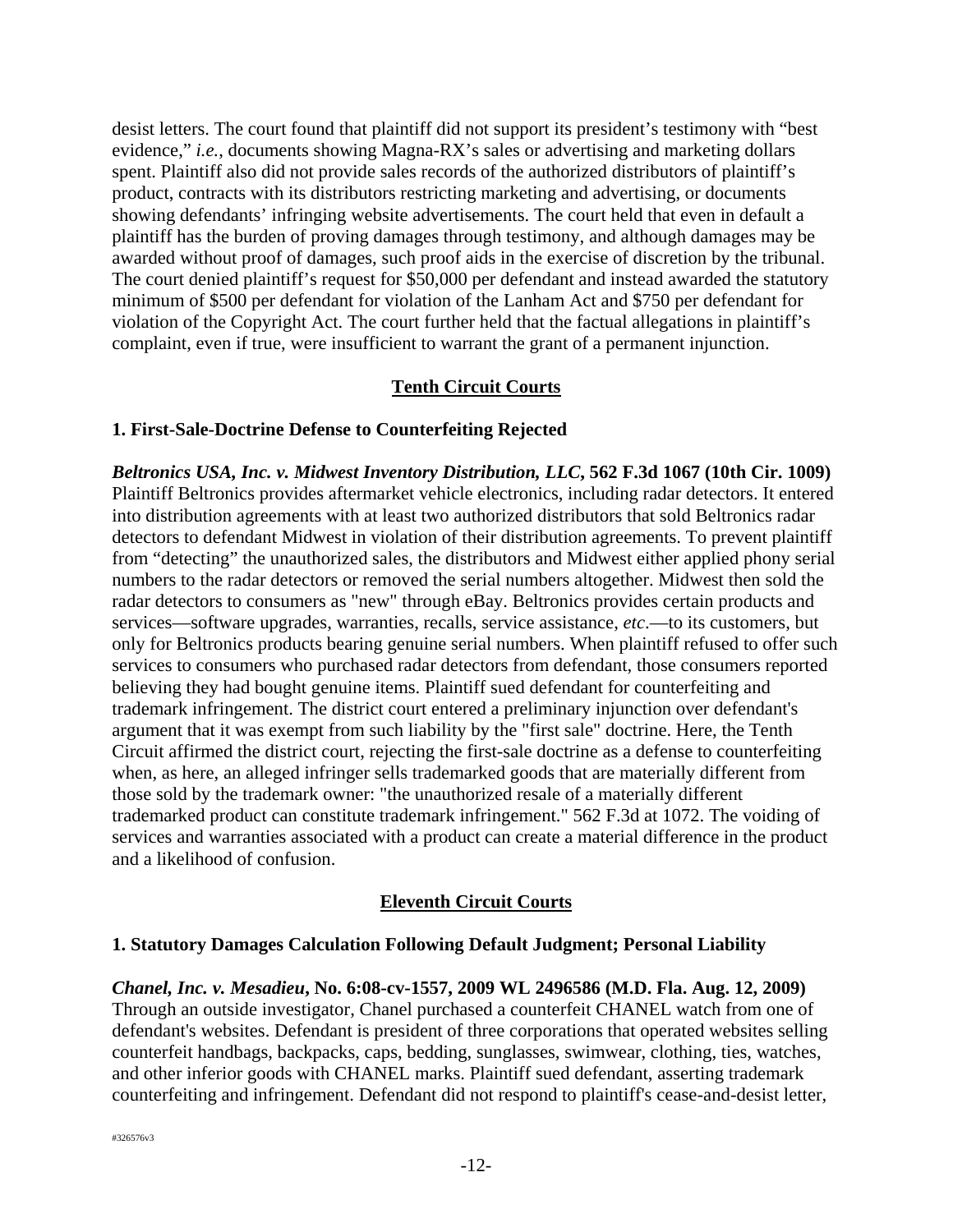desist letters. The court found that plaintiff did not support its president's testimony with "best evidence," *i.e.*, documents showing Magna-RX's sales or advertising and marketing dollars spent. Plaintiff also did not provide sales records of the authorized distributors of plaintiff's product, contracts with its distributors restricting marketing and advertising, or documents showing defendants' infringing website advertisements. The court held that even in default a plaintiff has the burden of proving damages through testimony, and although damages may be awarded without proof of damages, such proof aids in the exercise of discretion by the tribunal. The court denied plaintiff's request for $50,000 per defendant and instead awarded the statutory minimum of $500 per defendant for violation of the Lanham Act and $750 per defendant for violation of the Copyright Act. The court further held that the factual allegations in plaintiff's complaint, even if true, were insufficient to warrant the grant of a permanent injunction.

## Tenth Circuit Courts

### 1. First-Sale-Doctrine Defense to Counterfeiting Rejected

***Beltronics USA, Inc. v. Midwest Inventory Distribution, LLC*, 562 F.3d 1067 (10th Cir. 1009)** Plaintiff Beltronics provides aftermarket vehicle electronics, including radar detectors. It entered into distribution agreements with at least two authorized distributors that sold Beltronics radar detectors to defendant Midwest in violation of their distribution agreements. To prevent plaintiff from "detecting" the unauthorized sales, the distributors and Midwest either applied phony serial numbers to the radar detectors or removed the serial numbers altogether. Midwest then sold the radar detectors to consumers as "new" through eBay. Beltronics provides certain products and services—software upgrades, warranties, recalls, service assistance, *etc*.—to its customers, but only for Beltronics products bearing genuine serial numbers. When plaintiff refused to offer such services to consumers who purchased radar detectors from defendant, those consumers reported believing they had bought genuine items. Plaintiff sued defendant for counterfeiting and trademark infringement. The district court entered a preliminary injunction over defendant's argument that it was exempt from such liability by the "first sale" doctrine. Here, the Tenth Circuit affirmed the district court, rejecting the first-sale doctrine as a defense to counterfeiting when, as here, an alleged infringer sells trademarked goods that are materially different from those sold by the trademark owner: "the unauthorized resale of a materially different trademarked product can constitute trademark infringement." 562 F.3d at 1072. The voiding of services and warranties associated with a product can create a material difference in the product and a likelihood of confusion.

## Eleventh Circuit Courts

### 1. Statutory Damages Calculation Following Default Judgment; Personal Liability

***Chanel, Inc. v. Mesadieu*, No. 6:08-cv-1557, 2009 WL 2496586 (M.D. Fla. Aug. 12, 2009)** Through an outside investigator, Chanel purchased a counterfeit CHANEL watch from one of defendant's websites. Defendant is president of three corporations that operated websites selling counterfeit handbags, backpacks, caps, bedding, sunglasses, swimwear, clothing, ties, watches, and other inferior goods with CHANEL marks. Plaintiff sued defendant, asserting trademark counterfeiting and infringement. Defendant did not respond to plaintiff's cease-and-desist letter,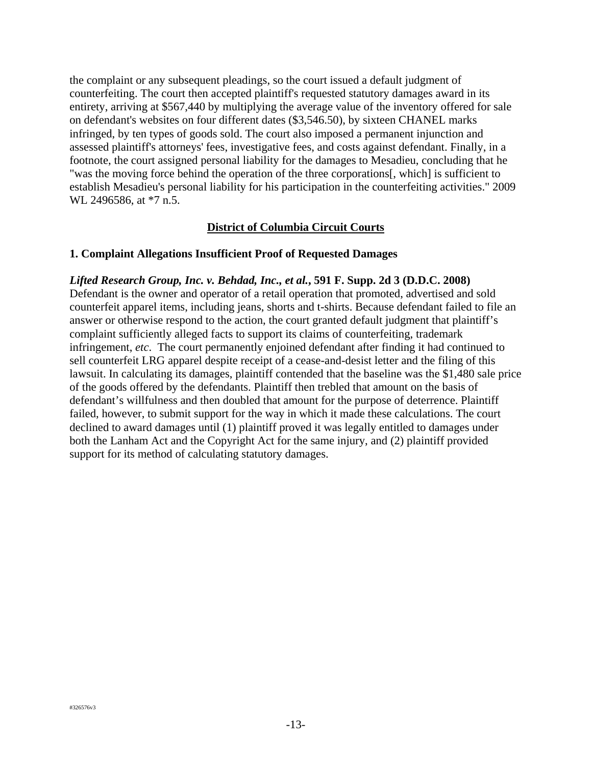the complaint or any subsequent pleadings, so the court issued a default judgment of counterfeiting. The court then accepted plaintiff's requested statutory damages award in its entirety, arriving at $567,440 by multiplying the average value of the inventory offered for sale on defendant's websites on four different dates ($3,546.50), by sixteen CHANEL marks infringed, by ten types of goods sold. The court also imposed a permanent injunction and assessed plaintiff's attorneys' fees, investigative fees, and costs against defendant. Finally, in a footnote, the court assigned personal liability for the damages to Mesadieu, concluding that he "was the moving force behind the operation of the three corporations[, which] is sufficient to establish Mesadieu's personal liability for his participation in the counterfeiting activities." 2009 WL 2496586, at *7 n.5.

## District of Columbia Circuit Courts

### 1. Complaint Allegations Insufficient Proof of Requested Damages

***Lifted Research Group, Inc. v. Behdad, Inc., et al.*, 591 F. Supp. 2d 3 (D.D.C. 2008)**
Defendant is the owner and operator of a retail operation that promoted, advertised and sold counterfeit apparel items, including jeans, shorts and t-shirts. Because defendant failed to file an answer or otherwise respond to the action, the court granted default judgment that plaintiff's complaint sufficiently alleged facts to support its claims of counterfeiting, trademark infringement, *etc*. The court permanently enjoined defendant after finding it had continued to sell counterfeit LRG apparel despite receipt of a cease-and-desist letter and the filing of this lawsuit. In calculating its damages, plaintiff contended that the baseline was the $1,480 sale price of the goods offered by the defendants. Plaintiff then trebled that amount on the basis of defendant's willfulness and then doubled that amount for the purpose of deterrence. Plaintiff failed, however, to submit support for the way in which it made these calculations. The court declined to award damages until (1) plaintiff proved it was legally entitled to damages under both the Lanham Act and the Copyright Act for the same injury, and (2) plaintiff provided support for its method of calculating statutory damages.